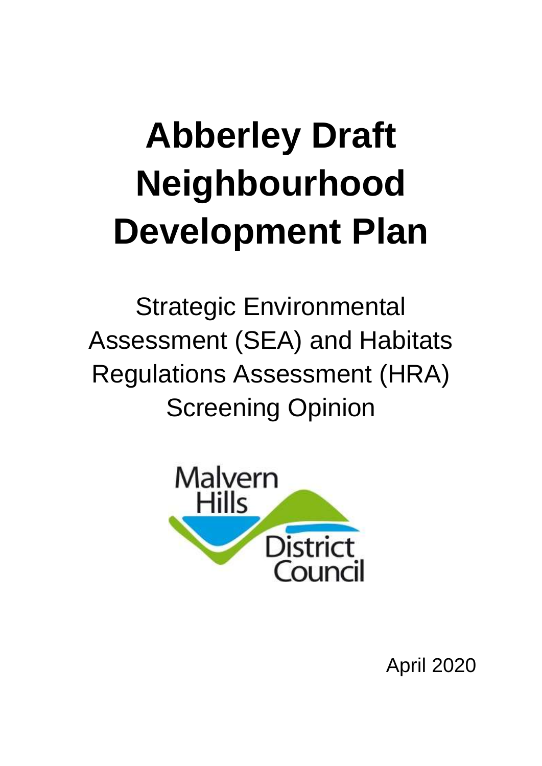# Abberley Draft Neighbourhood Development Plan

Strategic Environmental Assessment (SEA) and Habitats Regulations Assessment (HRA) Screening Opinion

Malvern Hills District Council

April 2020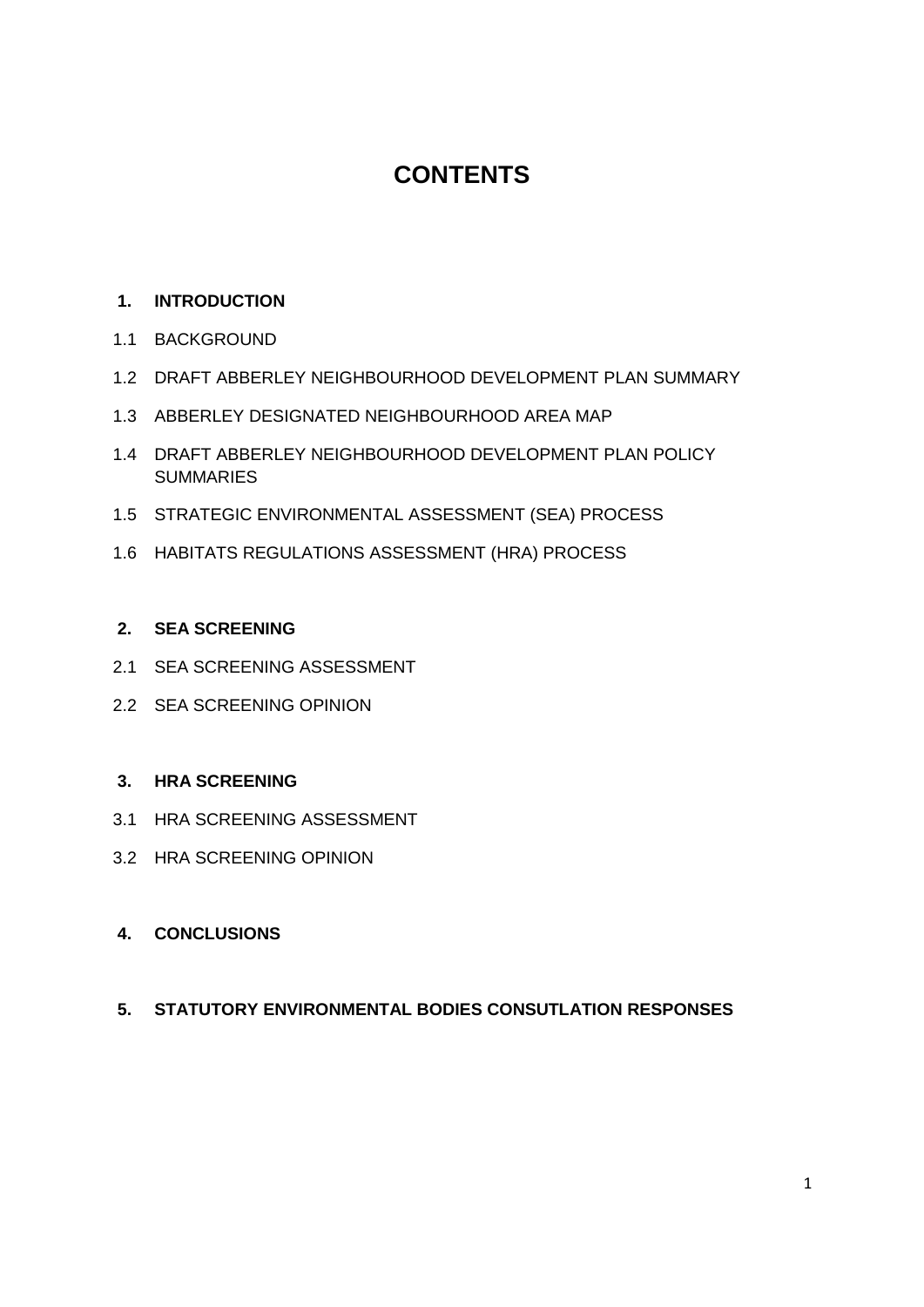# CONTENTS

**1. INTRODUCTION**

1.1 BACKGROUND

1.2 DRAFT ABBERLEY NEIGHBOURHOOD DEVELOPMENT PLAN SUMMARY

1.3 ABBERLEY DESIGNATED NEIGHBOURHOOD AREA MAP

1.4 DRAFT ABBERLEY NEIGHBOURHOOD DEVELOPMENT PLAN POLICY SUMMARIES

1.5 STRATEGIC ENVIRONMENTAL ASSESSMENT (SEA) PROCESS

1.6 HABITATS REGULATIONS ASSESSMENT (HRA) PROCESS

**2. SEA SCREENING**

2.1 SEA SCREENING ASSESSMENT

2.2 SEA SCREENING OPINION

**3. HRA SCREENING**

3.1 HRA SCREENING ASSESSMENT

3.2 HRA SCREENING OPINION

**4. CONCLUSIONS**

**5. STATUTORY ENVIRONMENTAL BODIES CONSUTLATION RESPONSES**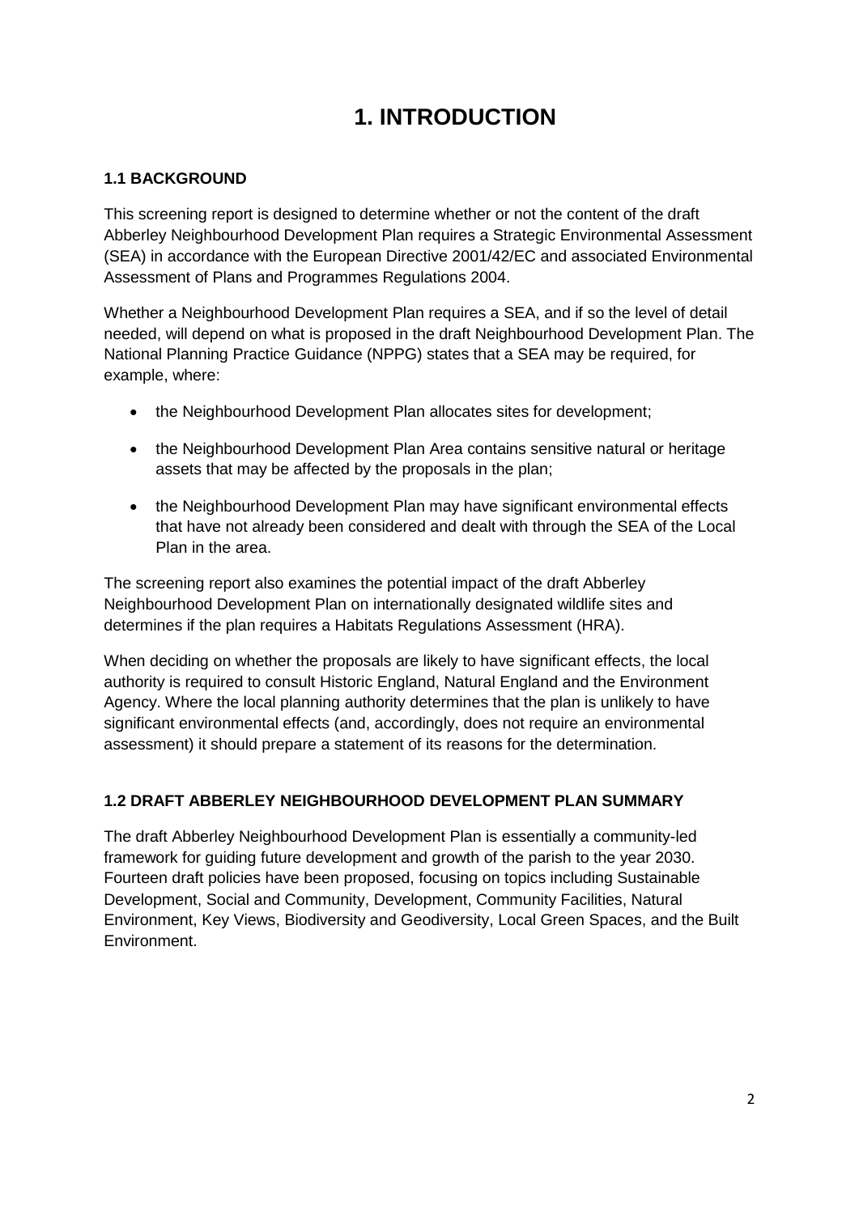# 1. INTRODUCTION

### 1.1 BACKGROUND

This screening report is designed to determine whether or not the content of the draft Abberley Neighbourhood Development Plan requires a Strategic Environmental Assessment (SEA) in accordance with the European Directive 2001/42/EC and associated Environmental Assessment of Plans and Programmes Regulations 2004.

Whether a Neighbourhood Development Plan requires a SEA, and if so the level of detail needed, will depend on what is proposed in the draft Neighbourhood Development Plan. The National Planning Practice Guidance (NPPG) states that a SEA may be required, for example, where:

- the Neighbourhood Development Plan allocates sites for development;
- the Neighbourhood Development Plan Area contains sensitive natural or heritage assets that may be affected by the proposals in the plan;
- the Neighbourhood Development Plan may have significant environmental effects that have not already been considered and dealt with through the SEA of the Local Plan in the area.

The screening report also examines the potential impact of the draft Abberley Neighbourhood Development Plan on internationally designated wildlife sites and determines if the plan requires a Habitats Regulations Assessment (HRA).

When deciding on whether the proposals are likely to have significant effects, the local authority is required to consult Historic England, Natural England and the Environment Agency. Where the local planning authority determines that the plan is unlikely to have significant environmental effects (and, accordingly, does not require an environmental assessment) it should prepare a statement of its reasons for the determination.

### 1.2 DRAFT ABBERLEY NEIGHBOURHOOD DEVELOPMENT PLAN SUMMARY

The draft Abberley Neighbourhood Development Plan is essentially a community-led framework for guiding future development and growth of the parish to the year 2030. Fourteen draft policies have been proposed, focusing on topics including Sustainable Development, Social and Community, Development, Community Facilities, Natural Environment, Key Views, Biodiversity and Geodiversity, Local Green Spaces, and the Built Environment.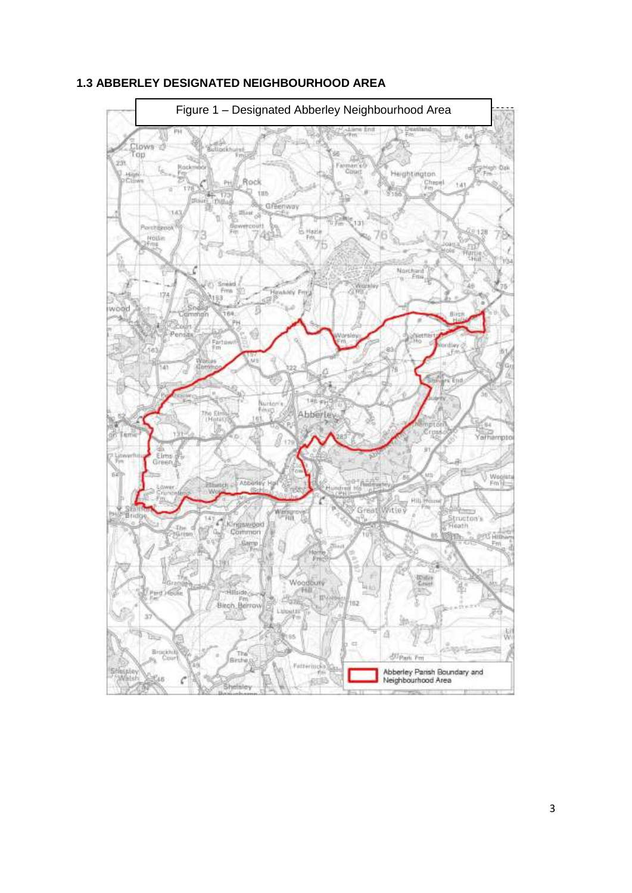### 1.3 ABBERLEY DESIGNATED NEIGHBOURHOOD AREA

Figure 1 – Designated Abberley Neighbourhood Area

Abberley Parish Boundary and Neighbourhood Area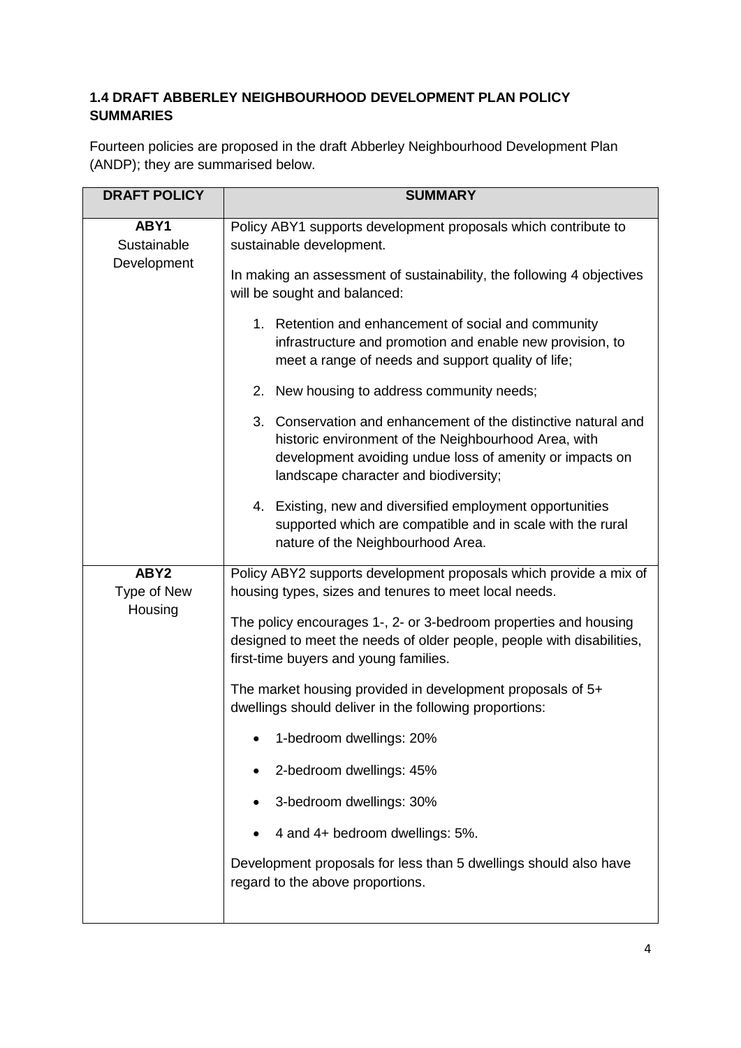#### 1.4 DRAFT ABBERLEY NEIGHBOURHOOD DEVELOPMENT PLAN POLICY SUMMARIES

Fourteen policies are proposed in the draft Abberley Neighbourhood Development Plan (ANDP); they are summarised below.

| DRAFT POLICY | SUMMARY |
|---|---|
| **ABY1** Sustainable Development | Policy ABY1 supports development proposals which contribute to sustainable development.<br><br>In making an assessment of sustainability, the following 4 objectives will be sought and balanced:<br><br>1. Retention and enhancement of social and community infrastructure and promotion and enable new provision, to meet a range of needs and support quality of life;<br>2. New housing to address community needs;<br>3. Conservation and enhancement of the distinctive natural and historic environment of the Neighbourhood Area, with development avoiding undue loss of amenity or impacts on landscape character and biodiversity;<br>4. Existing, new and diversified employment opportunities supported which are compatible and in scale with the rural nature of the Neighbourhood Area. |
| **ABY2** Type of New Housing | Policy ABY2 supports development proposals which provide a mix of housing types, sizes and tenures to meet local needs.<br><br>The policy encourages 1-, 2- or 3-bedroom properties and housing designed to meet the needs of older people, people with disabilities, first-time buyers and young families.<br><br>The market housing provided in development proposals of 5+ dwellings should deliver in the following proportions:<br><br>• 1-bedroom dwellings: 20%<br>• 2-bedroom dwellings: 45%<br>• 3-bedroom dwellings: 30%<br>• 4 and 4+ bedroom dwellings: 5%.<br><br>Development proposals for less than 5 dwellings should also have regard to the above proportions. |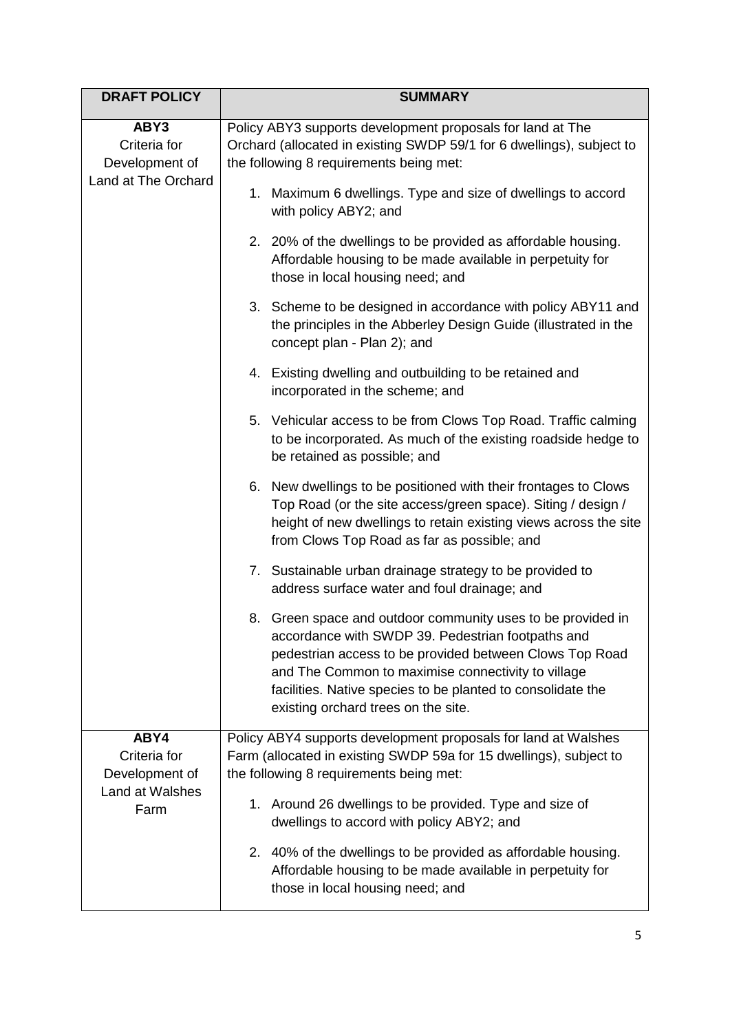| DRAFT POLICY | SUMMARY |
|---|---|
| **ABY3**<br>Criteria for Development of Land at The Orchard | Policy ABY3 supports development proposals for land at The Orchard (allocated in existing SWDP 59/1 for 6 dwellings), subject to the following 8 requirements being met:<br>1. Maximum 6 dwellings. Type and size of dwellings to accord with policy ABY2; and<br>2. 20% of the dwellings to be provided as affordable housing. Affordable housing to be made available in perpetuity for those in local housing need; and<br>3. Scheme to be designed in accordance with policy ABY11 and the principles in the Abberley Design Guide (illustrated in the concept plan - Plan 2); and<br>4. Existing dwelling and outbuilding to be retained and incorporated in the scheme; and<br>5. Vehicular access to be from Clows Top Road. Traffic calming to be incorporated. As much of the existing roadside hedge to be retained as possible; and<br>6. New dwellings to be positioned with their frontages to Clows Top Road (or the site access/green space). Siting / design / height of new dwellings to retain existing views across the site from Clows Top Road as far as possible; and<br>7. Sustainable urban drainage strategy to be provided to address surface water and foul drainage; and<br>8. Green space and outdoor community uses to be provided in accordance with SWDP 39. Pedestrian footpaths and pedestrian access to be provided between Clows Top Road and The Common to maximise connectivity to village facilities. Native species to be planted to consolidate the existing orchard trees on the site. |
| **ABY4**<br>Criteria for Development of Land at Walshes Farm | Policy ABY4 supports development proposals for land at Walshes Farm (allocated in existing SWDP 59a for 15 dwellings), subject to the following 8 requirements being met:<br>1. Around 26 dwellings to be provided. Type and size of dwellings to accord with policy ABY2; and<br>2. 40% of the dwellings to be provided as affordable housing. Affordable housing to be made available in perpetuity for those in local housing need; and |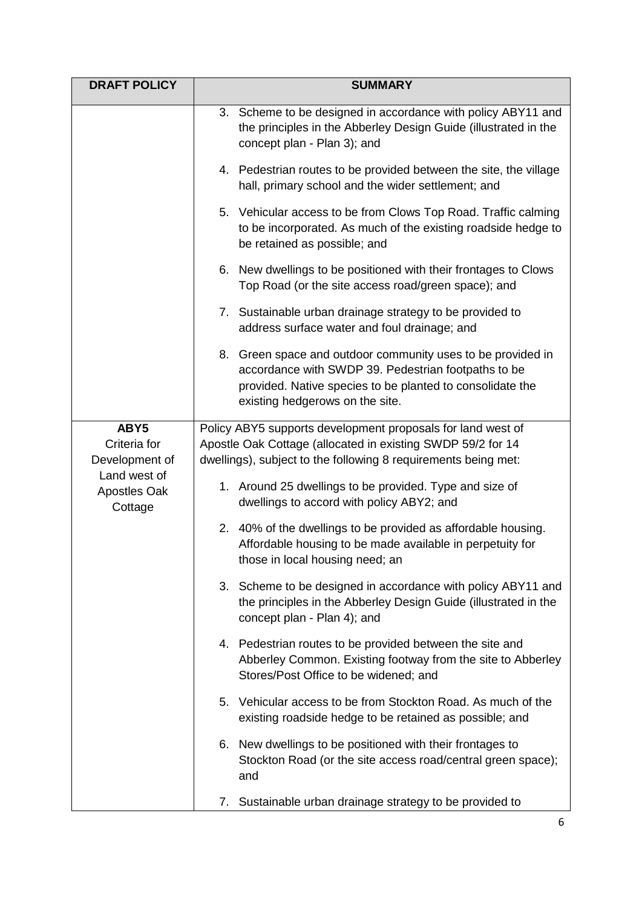| DRAFT POLICY | SUMMARY |
| --- | --- |
| | 3. Scheme to be designed in accordance with policy ABY11 and the principles in the Abberley Design Guide (illustrated in the concept plan - Plan 3); and<br><br>4. Pedestrian routes to be provided between the site, the village hall, primary school and the wider settlement; and<br><br>5. Vehicular access to be from Clows Top Road. Traffic calming to be incorporated. As much of the existing roadside hedge to be retained as possible; and<br><br>6. New dwellings to be positioned with their frontages to Clows Top Road (or the site access road/green space); and<br><br>7. Sustainable urban drainage strategy to be provided to address surface water and foul drainage; and<br><br>8. Green space and outdoor community uses to be provided in accordance with SWDP 39. Pedestrian footpaths to be provided. Native species to be planted to consolidate the existing hedgerows on the site. |
| **ABY5**<br>Criteria for Development of Land west of Apostles Oak Cottage | Policy ABY5 supports development proposals for land west of Apostle Oak Cottage (allocated in existing SWDP 59/2 for 14 dwellings), subject to the following 8 requirements being met:<br><br>1. Around 25 dwellings to be provided. Type and size of dwellings to accord with policy ABY2; and<br><br>2. 40% of the dwellings to be provided as affordable housing. Affordable housing to be made available in perpetuity for those in local housing need; an<br><br>3. Scheme to be designed in accordance with policy ABY11 and the principles in the Abberley Design Guide (illustrated in the concept plan - Plan 4); and<br><br>4. Pedestrian routes to be provided between the site and Abberley Common. Existing footway from the site to Abberley Stores/Post Office to be widened; and<br><br>5. Vehicular access to be from Stockton Road. As much of the existing roadside hedge to be retained as possible; and<br><br>6. New dwellings to be positioned with their frontages to Stockton Road (or the site access road/central green space); and<br><br>7. Sustainable urban drainage strategy to be provided to |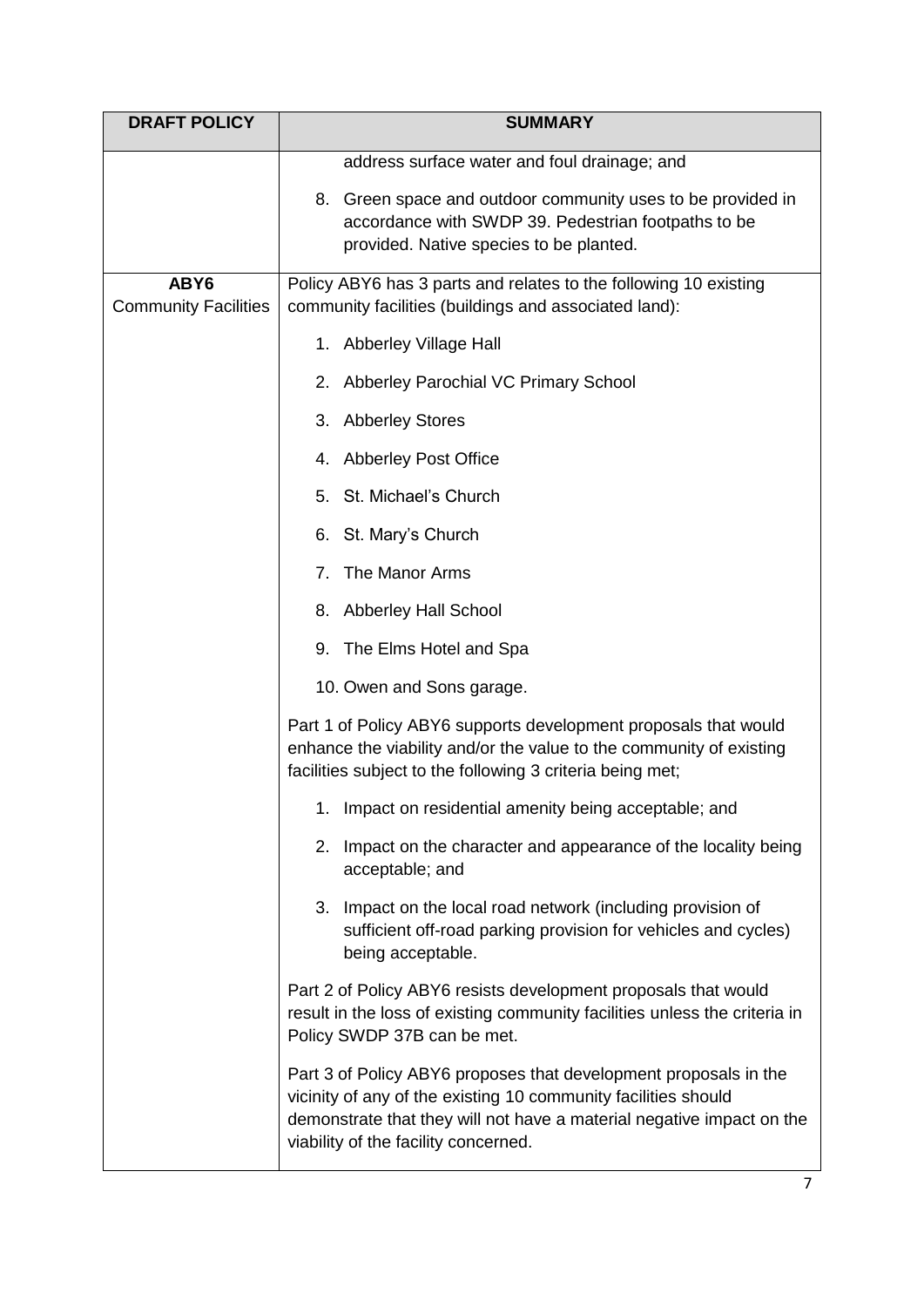| DRAFT POLICY | SUMMARY |
|---|---|
| | address surface water and foul drainage; and<br><br>8. Green space and outdoor community uses to be provided in accordance with SWDP 39. Pedestrian footpaths to be provided. Native species to be planted. |
| **ABY6**<br>**Community Facilities** | Policy ABY6 has 3 parts and relates to the following 10 existing community facilities (buildings and associated land):<br><br>1. Abberley Village Hall<br>2. Abberley Parochial VC Primary School<br>3. Abberley Stores<br>4. Abberley Post Office<br>5. St. Michael's Church<br>6. St. Mary's Church<br>7. The Manor Arms<br>8. Abberley Hall School<br>9. The Elms Hotel and Spa<br>10. Owen and Sons garage.<br><br>Part 1 of Policy ABY6 supports development proposals that would enhance the viability and/or the value to the community of existing facilities subject to the following 3 criteria being met;<br><br>1. Impact on residential amenity being acceptable; and<br>2. Impact on the character and appearance of the locality being acceptable; and<br>3. Impact on the local road network (including provision of sufficient off-road parking provision for vehicles and cycles) being acceptable.<br><br>Part 2 of Policy ABY6 resists development proposals that would result in the loss of existing community facilities unless the criteria in Policy SWDP 37B can be met.<br><br>Part 3 of Policy ABY6 proposes that development proposals in the vicinity of any of the existing 10 community facilities should demonstrate that they will not have a material negative impact on the viability of the facility concerned. |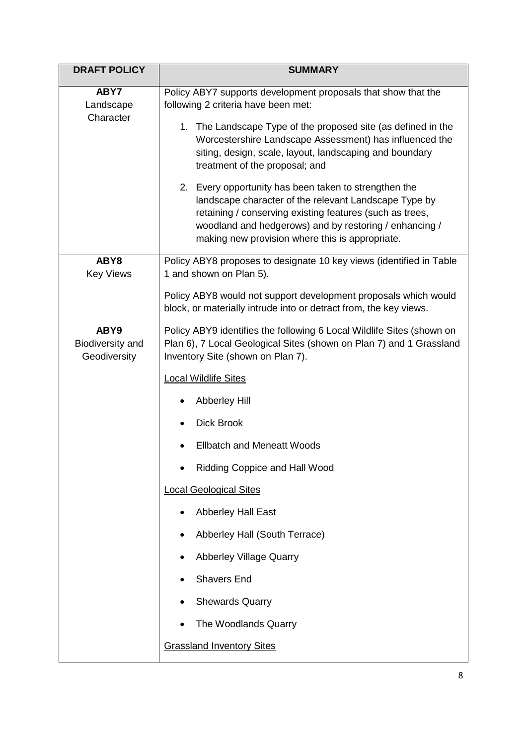| DRAFT POLICY | SUMMARY |
|---|---|
| **ABY7** Landscape Character | Policy ABY7 supports development proposals that show that the following 2 criteria have been met:<br><br>1. The Landscape Type of the proposed site (as defined in the Worcestershire Landscape Assessment) has influenced the siting, design, scale, layout, landscaping and boundary treatment of the proposal; and<br><br>2. Every opportunity has been taken to strengthen the landscape character of the relevant Landscape Type by retaining / conserving existing features (such as trees, woodland and hedgerows) and by restoring / enhancing / making new provision where this is appropriate. |
| **ABY8** Key Views | Policy ABY8 proposes to designate 10 key views (identified in Table 1 and shown on Plan 5).<br><br>Policy ABY8 would not support development proposals which would block, or materially intrude into or detract from, the key views. |
| **ABY9** Biodiversity and Geodiversity | Policy ABY9 identifies the following 6 Local Wildlife Sites (shown on Plan 6), 7 Local Geological Sites (shown on Plan 7) and 1 Grassland Inventory Site (shown on Plan 7).<br><br><u>Local Wildlife Sites</u><br><br>• Abberley Hill<br>• Dick Brook<br>• Ellbatch and Meneatt Woods<br>• Ridding Coppice and Hall Wood<br><br><u>Local Geological Sites</u><br><br>• Abberley Hall East<br>• Abberley Hall (South Terrace)<br>• Abberley Village Quarry<br>• Shavers End<br>• Shewards Quarry<br>• The Woodlands Quarry<br><br><u>Grassland Inventory Sites</u> |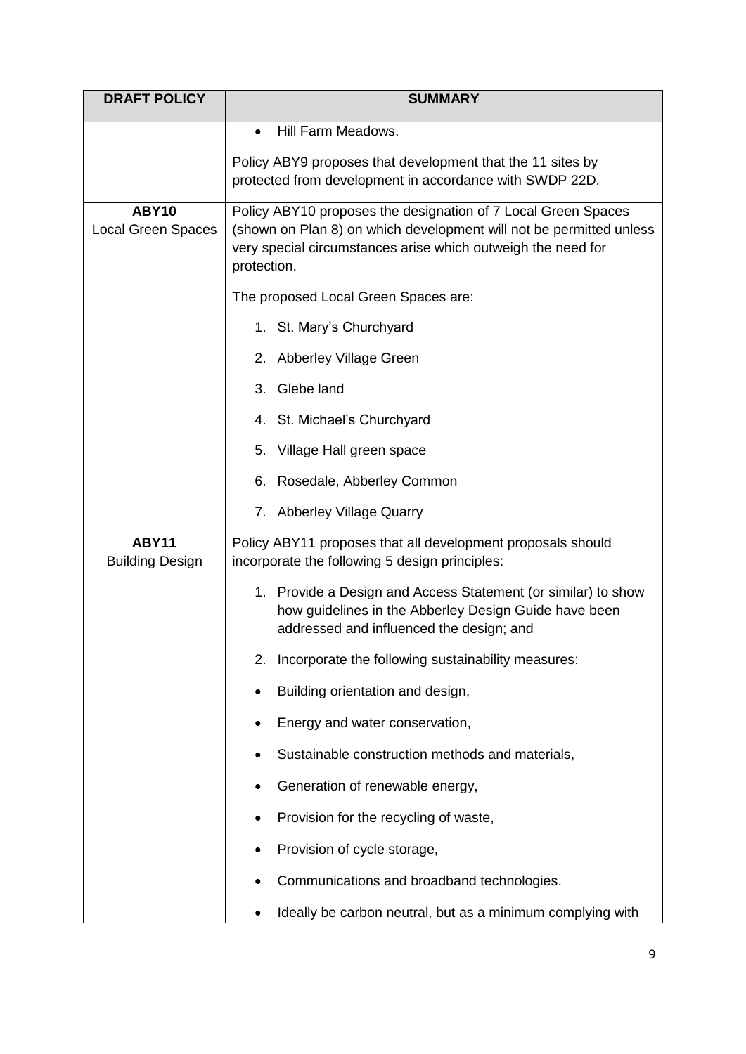| DRAFT POLICY | SUMMARY |
|---|---|
| | • Hill Farm Meadows.<br><br>Policy ABY9 proposes that development that the 11 sites by protected from development in accordance with SWDP 22D. |
| **ABY10**<br>Local Green Spaces | Policy ABY10 proposes the designation of 7 Local Green Spaces (shown on Plan 8) on which development will not be permitted unless very special circumstances arise which outweigh the need for protection.<br><br>The proposed Local Green Spaces are:<br><br>1. St. Mary's Churchyard<br>2. Abberley Village Green<br>3. Glebe land<br>4. St. Michael's Churchyard<br>5. Village Hall green space<br>6. Rosedale, Abberley Common<br>7. Abberley Village Quarry |
| **ABY11**<br>Building Design | Policy ABY11 proposes that all development proposals should incorporate the following 5 design principles:<br><br>1. Provide a Design and Access Statement (or similar) to show how guidelines in the Abberley Design Guide have been addressed and influenced the design; and<br>2. Incorporate the following sustainability measures:<br><br>• Building orientation and design,<br>• Energy and water conservation,<br>• Sustainable construction methods and materials,<br>• Generation of renewable energy,<br>• Provision for the recycling of waste,<br>• Provision of cycle storage,<br>• Communications and broadband technologies.<br>• Ideally be carbon neutral, but as a minimum complying with |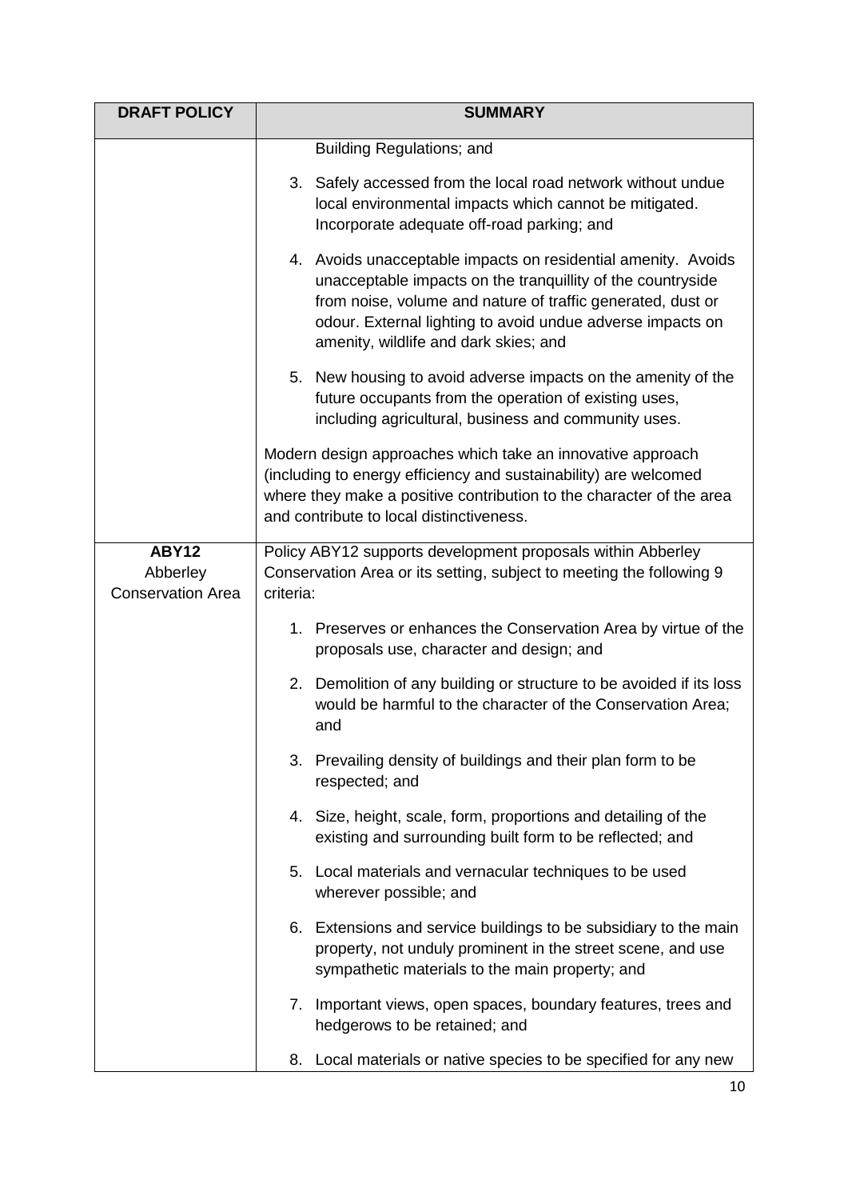| DRAFT POLICY | SUMMARY |
|---|---|
| | Building Regulations; and<br><br>3. Safely accessed from the local road network without undue local environmental impacts which cannot be mitigated. Incorporate adequate off-road parking; and<br><br>4. Avoids unacceptable impacts on residential amenity. Avoids unacceptable impacts on the tranquillity of the countryside from noise, volume and nature of traffic generated, dust or odour. External lighting to avoid undue adverse impacts on amenity, wildlife and dark skies; and<br><br>5. New housing to avoid adverse impacts on the amenity of the future occupants from the operation of existing uses, including agricultural, business and community uses.<br><br>Modern design approaches which take an innovative approach (including to energy efficiency and sustainability) are welcomed where they make a positive contribution to the character of the area and contribute to local distinctiveness. |
| **ABY12**<br>Abberley Conservation Area | Policy ABY12 supports development proposals within Abberley Conservation Area or its setting, subject to meeting the following 9 criteria:<br><br>1. Preserves or enhances the Conservation Area by virtue of the proposals use, character and design; and<br><br>2. Demolition of any building or structure to be avoided if its loss would be harmful to the character of the Conservation Area; and<br><br>3. Prevailing density of buildings and their plan form to be respected; and<br><br>4. Size, height, scale, form, proportions and detailing of the existing and surrounding built form to be reflected; and<br><br>5. Local materials and vernacular techniques to be used wherever possible; and<br><br>6. Extensions and service buildings to be subsidiary to the main property, not unduly prominent in the street scene, and use sympathetic materials to the main property; and<br><br>7. Important views, open spaces, boundary features, trees and hedgerows to be retained; and<br><br>8. Local materials or native species to be specified for any new |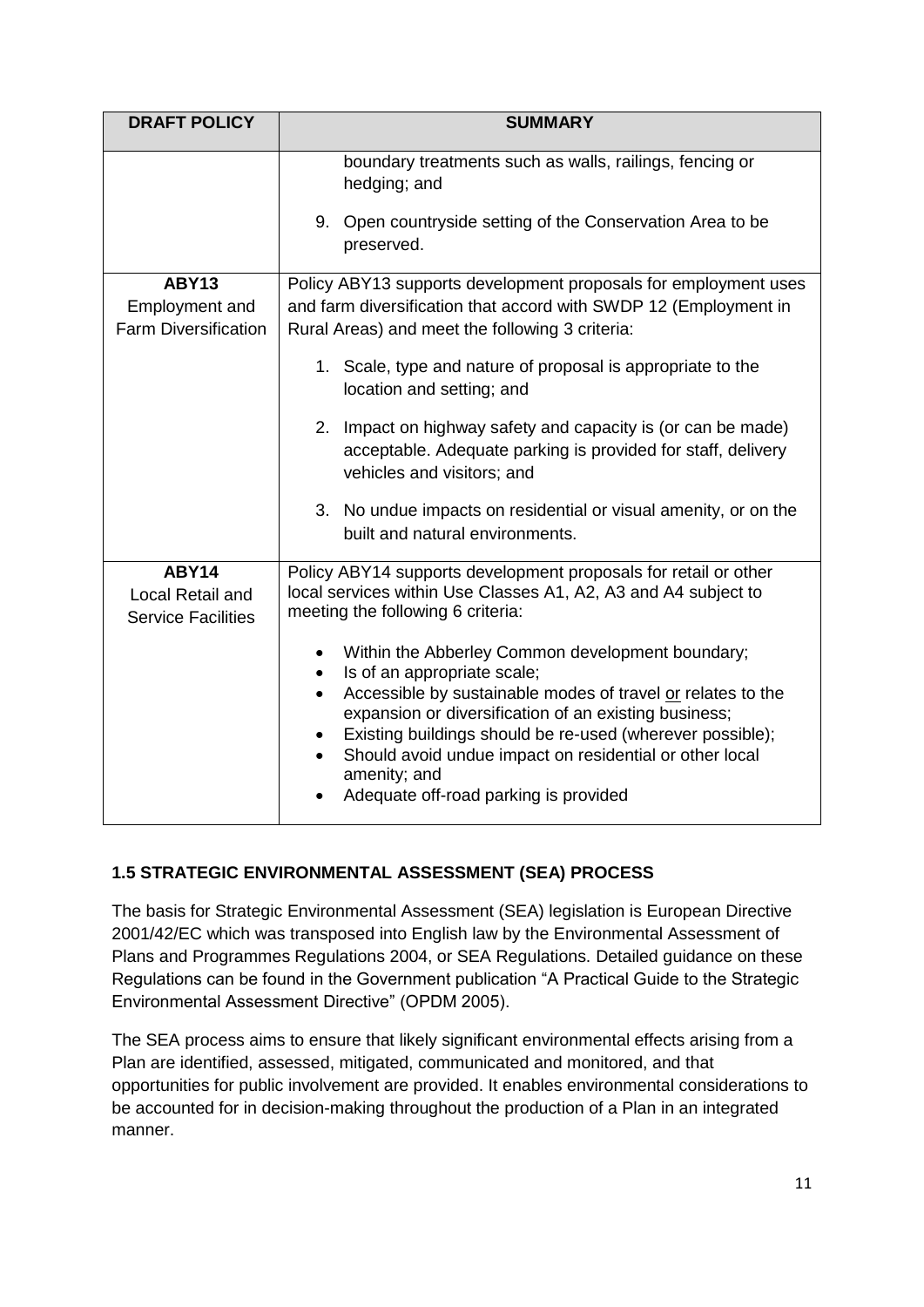| DRAFT POLICY | SUMMARY |
|---|---|
| | boundary treatments such as walls, railings, fencing or hedging; and<br><br>9. Open countryside setting of the Conservation Area to be preserved. |
| **ABY13**<br>Employment and Farm Diversification | Policy ABY13 supports development proposals for employment uses and farm diversification that accord with SWDP 12 (Employment in Rural Areas) and meet the following 3 criteria:<br><br>1. Scale, type and nature of proposal is appropriate to the location and setting; and<br><br>2. Impact on highway safety and capacity is (or can be made) acceptable. Adequate parking is provided for staff, delivery vehicles and visitors; and<br><br>3. No undue impacts on residential or visual amenity, or on the built and natural environments. |
| **ABY14**<br>Local Retail and Service Facilities | Policy ABY14 supports development proposals for retail or other local services within Use Classes A1, A2, A3 and A4 subject to meeting the following 6 criteria:<br><br>• Within the Abberley Common development boundary;<br>• Is of an appropriate scale;<br>• Accessible by sustainable modes of travel <u>or</u> relates to the expansion or diversification of an existing business;<br>• Existing buildings should be re-used (wherever possible);<br>• Should avoid undue impact on residential or other local amenity; and<br>• Adequate off-road parking is provided |

## 1.5 STRATEGIC ENVIRONMENTAL ASSESSMENT (SEA) PROCESS

The basis for Strategic Environmental Assessment (SEA) legislation is European Directive 2001/42/EC which was transposed into English law by the Environmental Assessment of Plans and Programmes Regulations 2004, or SEA Regulations. Detailed guidance on these Regulations can be found in the Government publication "A Practical Guide to the Strategic Environmental Assessment Directive" (OPDM 2005).

The SEA process aims to ensure that likely significant environmental effects arising from a Plan are identified, assessed, mitigated, communicated and monitored, and that opportunities for public involvement are provided. It enables environmental considerations to be accounted for in decision-making throughout the production of a Plan in an integrated manner.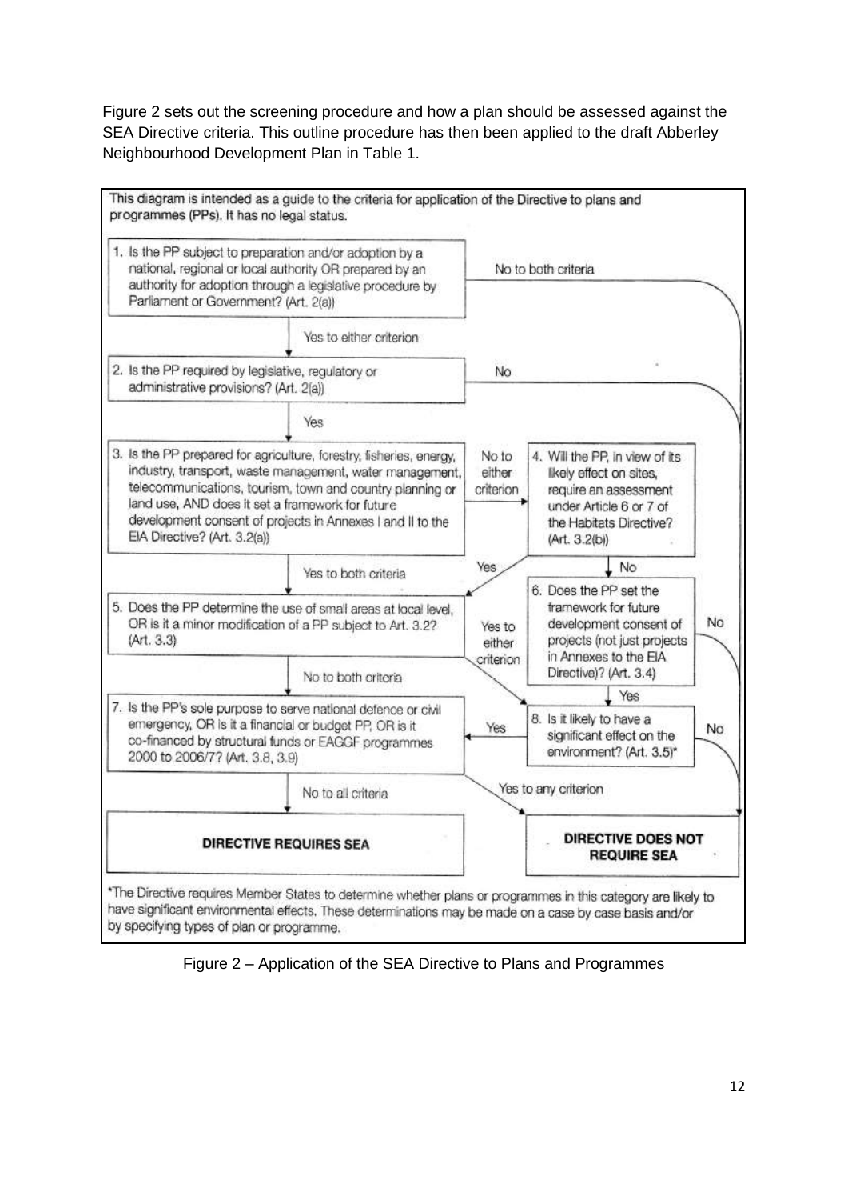Figure 2 sets out the screening procedure and how a plan should be assessed against the SEA Directive criteria. This outline procedure has then been applied to the draft Abberley Neighbourhood Development Plan in Table 1.

This diagram is intended as a guide to the criteria for application of the Directive to plans and programmes (PPs). It has no legal status.

1. Is the PP subject to preparation and/or adoption by a national, regional or local authority OR prepared by an authority for adoption through a legislative procedure by Parliament or Government? (Art. 2(a))
   - No to both criteria → DIRECTIVE DOES NOT REQUIRE SEA
   - Yes to either criterion → 2

2. Is the PP required by legislative, regulatory or administrative provisions? (Art. 2(a))
   - No → DIRECTIVE DOES NOT REQUIRE SEA
   - Yes → 3

3. Is the PP prepared for agriculture, forestry, fisheries, energy, industry, transport, waste management, water management, telecommunications, tourism, town and country planning or land use, AND does it set a framework for future development consent of projects in Annexes I and II to the EIA Directive? (Art. 3.2(a))
   - Yes to both criteria → 5
   - No to either criterion → 4

4. Will the PP, in view of its likely effect on sites, require an assessment under Article 6 or 7 of the Habitats Directive? (Art. 3.2(b))
   - Yes → 5
   - No → 6

5. Does the PP determine the use of small areas at local level, OR is it a minor modification of a PP subject to Art. 3.2? (Art. 3.3)
   - No to both criteria → 7
   - Yes to either criterion → 8

6. Does the PP set the framework for future development consent of projects (not just projects in Annexes to the EIA Directive)? (Art. 3.4)
   - Yes → 8
   - No → DIRECTIVE DOES NOT REQUIRE SEA

7. Is the PP's sole purpose to serve national defence or civil emergency, OR is it a financial or budget PP, OR is it co-financed by structural funds or EAGGF programmes 2000 to 2006/7? (Art. 3.8, 3.9)
   - No to all criteria → DIRECTIVE REQUIRES SEA
   - Yes to any criterion → DIRECTIVE DOES NOT REQUIRE SEA

8. Is it likely to have a significant effect on the environment? (Art. 3.5)*
   - Yes → 7
   - No → DIRECTIVE DOES NOT REQUIRE SEA

**DIRECTIVE REQUIRES SEA**

**DIRECTIVE DOES NOT REQUIRE SEA**

*The Directive requires Member States to determine whether plans or programmes in this category are likely to have significant environmental effects. These determinations may be made on a case by case basis and/or by specifying types of plan or programme.

Figure 2 – Application of the SEA Directive to Plans and Programmes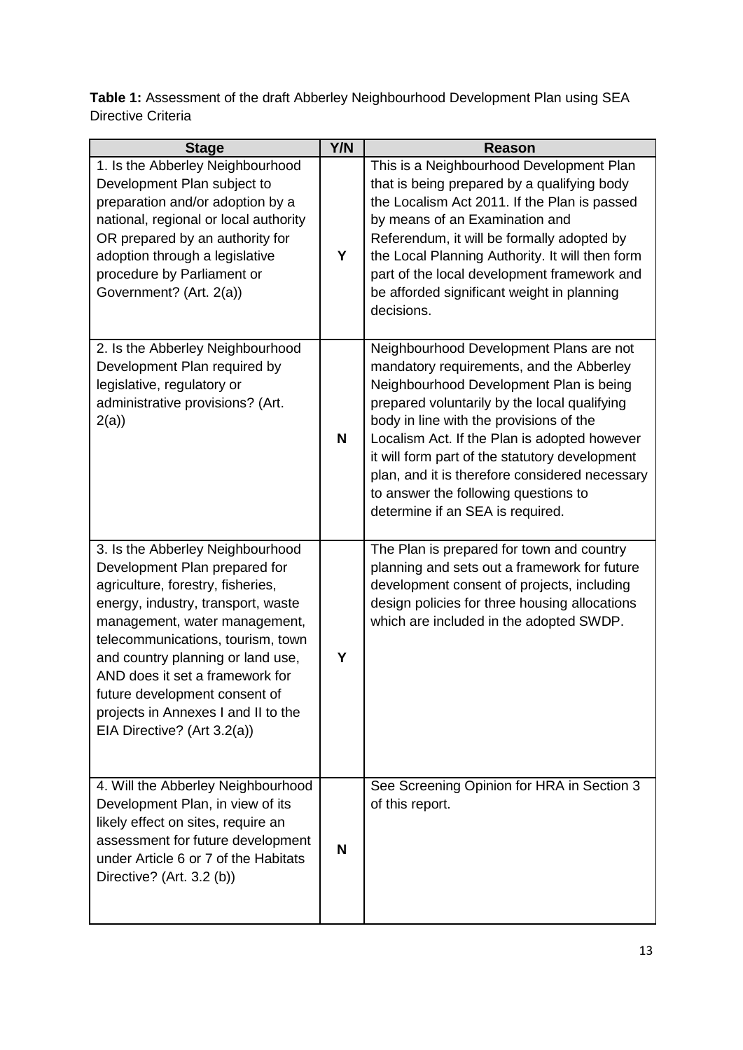**Table 1:** Assessment of the draft Abberley Neighbourhood Development Plan using SEA Directive Criteria

| Stage | Y/N | Reason |
|---|---|---|
| 1. Is the Abberley Neighbourhood Development Plan subject to preparation and/or adoption by a national, regional or local authority OR prepared by an authority for adoption through a legislative procedure by Parliament or Government? (Art. 2(a)) | Y | This is a Neighbourhood Development Plan that is being prepared by a qualifying body the Localism Act 2011. If the Plan is passed by means of an Examination and Referendum, it will be formally adopted by the Local Planning Authority. It will then form part of the local development framework and be afforded significant weight in planning decisions. |
| 2. Is the Abberley Neighbourhood Development Plan required by legislative, regulatory or administrative provisions? (Art. 2(a)) | N | Neighbourhood Development Plans are not mandatory requirements, and the Abberley Neighbourhood Development Plan is being prepared voluntarily by the local qualifying body in line with the provisions of the Localism Act. If the Plan is adopted however it will form part of the statutory development plan, and it is therefore considered necessary to answer the following questions to determine if an SEA is required. |
| 3. Is the Abberley Neighbourhood Development Plan prepared for agriculture, forestry, fisheries, energy, industry, transport, waste management, water management, telecommunications, tourism, town and country planning or land use, AND does it set a framework for future development consent of projects in Annexes I and II to the EIA Directive? (Art 3.2(a)) | Y | The Plan is prepared for town and country planning and sets out a framework for future development consent of projects, including design policies for three housing allocations which are included in the adopted SWDP. |
| 4. Will the Abberley Neighbourhood Development Plan, in view of its likely effect on sites, require an assessment for future development under Article 6 or 7 of the Habitats Directive? (Art. 3.2 (b)) | N | See Screening Opinion for HRA in Section 3 of this report. |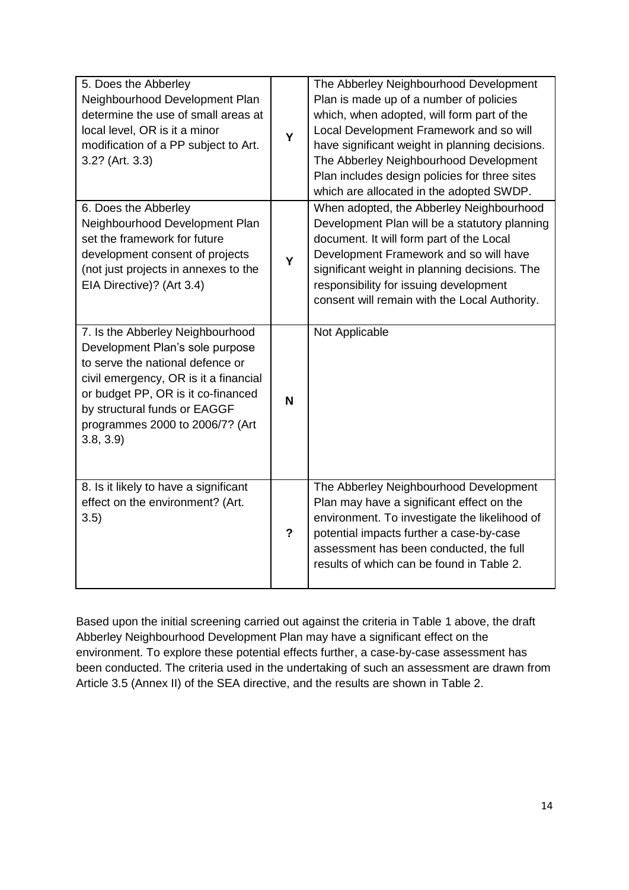| 5. Does the Abberley Neighbourhood Development Plan determine the use of small areas at local level, OR is it a minor modification of a PP subject to Art. 3.2? (Art. 3.3) | Y | The Abberley Neighbourhood Development Plan is made up of a number of policies which, when adopted, will form part of the Local Development Framework and so will have significant weight in planning decisions. The Abberley Neighbourhood Development Plan includes design policies for three sites which are allocated in the adopted SWDP. |
|---|---|---|
| 6. Does the Abberley Neighbourhood Development Plan set the framework for future development consent of projects (not just projects in annexes to the EIA Directive)? (Art 3.4) | Y | When adopted, the Abberley Neighbourhood Development Plan will be a statutory planning document. It will form part of the Local Development Framework and so will have significant weight in planning decisions. The responsibility for issuing development consent will remain with the Local Authority. |
| 7. Is the Abberley Neighbourhood Development Plan's sole purpose to serve the national defence or civil emergency, OR is it a financial or budget PP, OR is it co-financed by structural funds or EAGGF programmes 2000 to 2006/7? (Art 3.8, 3.9) | N | Not Applicable |
| 8. Is it likely to have a significant effect on the environment? (Art. 3.5) | ? | The Abberley Neighbourhood Development Plan may have a significant effect on the environment. To investigate the likelihood of potential impacts further a case-by-case assessment has been conducted, the full results of which can be found in Table 2. |

Based upon the initial screening carried out against the criteria in Table 1 above, the draft Abberley Neighbourhood Development Plan may have a significant effect on the environment. To explore these potential effects further, a case-by-case assessment has been conducted. The criteria used in the undertaking of such an assessment are drawn from Article 3.5 (Annex II) of the SEA directive, and the results are shown in Table 2.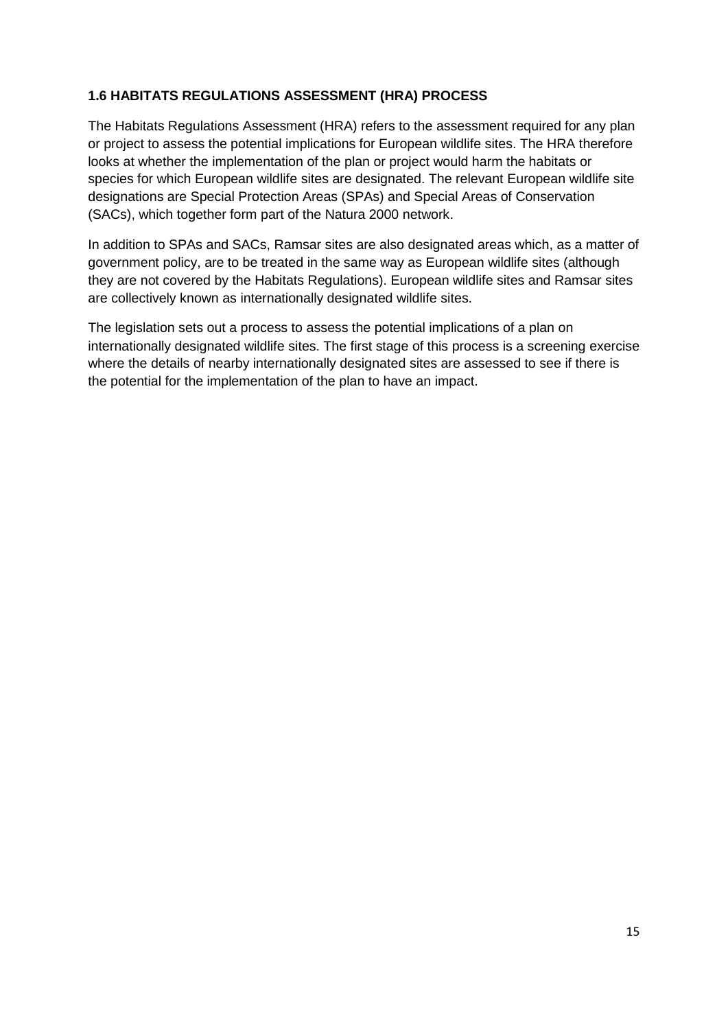### 1.6 HABITATS REGULATIONS ASSESSMENT (HRA) PROCESS

The Habitats Regulations Assessment (HRA) refers to the assessment required for any plan or project to assess the potential implications for European wildlife sites. The HRA therefore looks at whether the implementation of the plan or project would harm the habitats or species for which European wildlife sites are designated. The relevant European wildlife site designations are Special Protection Areas (SPAs) and Special Areas of Conservation (SACs), which together form part of the Natura 2000 network.

In addition to SPAs and SACs, Ramsar sites are also designated areas which, as a matter of government policy, are to be treated in the same way as European wildlife sites (although they are not covered by the Habitats Regulations). European wildlife sites and Ramsar sites are collectively known as internationally designated wildlife sites.

The legislation sets out a process to assess the potential implications of a plan on internationally designated wildlife sites. The first stage of this process is a screening exercise where the details of nearby internationally designated sites are assessed to see if there is the potential for the implementation of the plan to have an impact.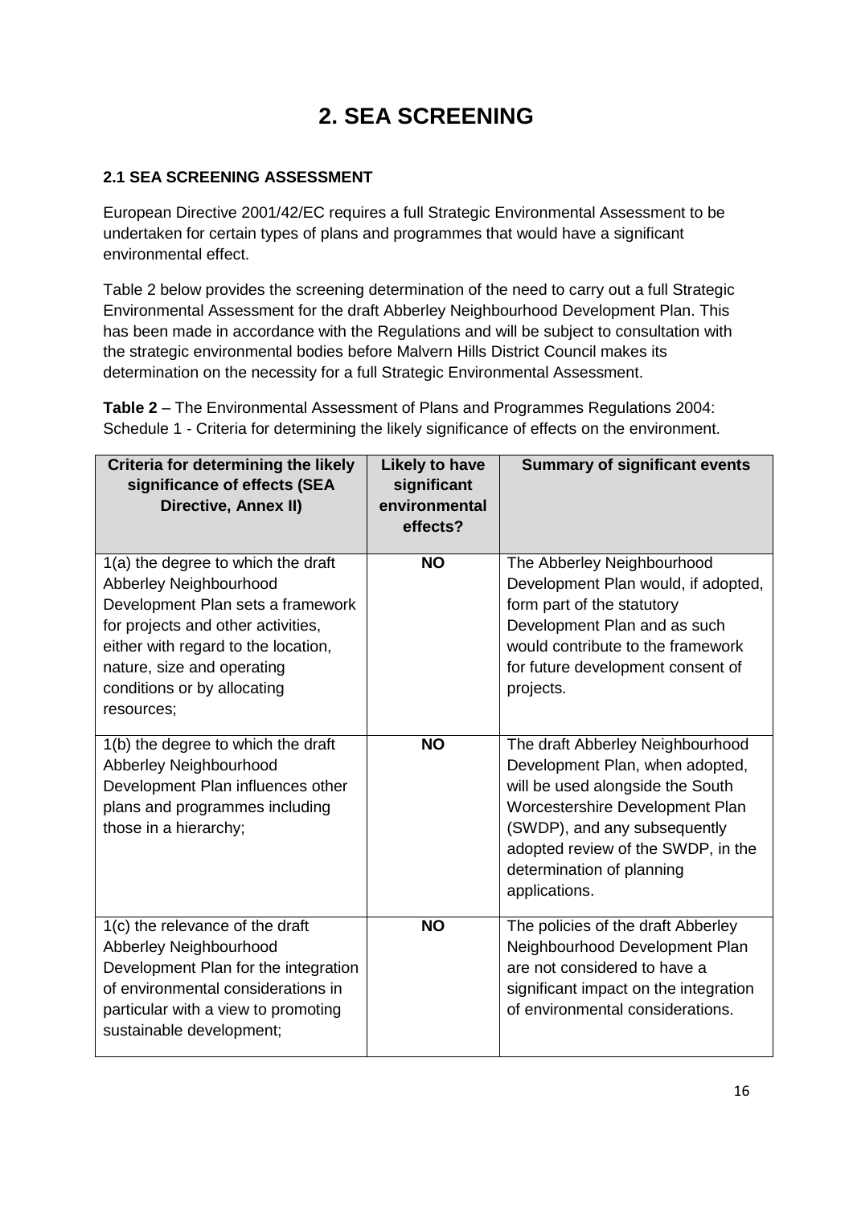# 2. SEA SCREENING

### 2.1 SEA SCREENING ASSESSMENT

European Directive 2001/42/EC requires a full Strategic Environmental Assessment to be undertaken for certain types of plans and programmes that would have a significant environmental effect.

Table 2 below provides the screening determination of the need to carry out a full Strategic Environmental Assessment for the draft Abberley Neighbourhood Development Plan. This has been made in accordance with the Regulations and will be subject to consultation with the strategic environmental bodies before Malvern Hills District Council makes its determination on the necessity for a full Strategic Environmental Assessment.

**Table 2** – The Environmental Assessment of Plans and Programmes Regulations 2004: Schedule 1 - Criteria for determining the likely significance of effects on the environment.

| Criteria for determining the likely significance of effects (SEA Directive, Annex II) | Likely to have significant environmental effects? | Summary of significant events |
| --- | --- | --- |
| 1(a) the degree to which the draft Abberley Neighbourhood Development Plan sets a framework for projects and other activities, either with regard to the location, nature, size and operating conditions or by allocating resources; | **NO** | The Abberley Neighbourhood Development Plan would, if adopted, form part of the statutory Development Plan and as such would contribute to the framework for future development consent of projects. |
| 1(b) the degree to which the draft Abberley Neighbourhood Development Plan influences other plans and programmes including those in a hierarchy; | **NO** | The draft Abberley Neighbourhood Development Plan, when adopted, will be used alongside the South Worcestershire Development Plan (SWDP), and any subsequently adopted review of the SWDP, in the determination of planning applications. |
| 1(c) the relevance of the draft Abberley Neighbourhood Development Plan for the integration of environmental considerations in particular with a view to promoting sustainable development; | **NO** | The policies of the draft Abberley Neighbourhood Development Plan are not considered to have a significant impact on the integration of environmental considerations. |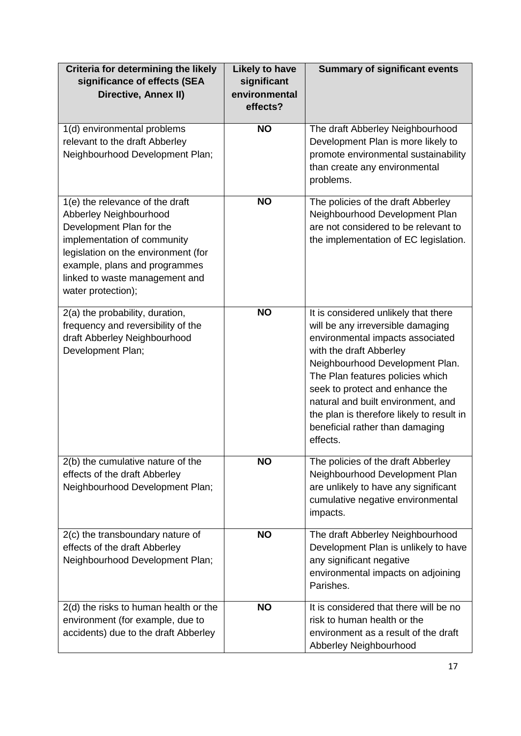| Criteria for determining the likely significance of effects (SEA Directive, Annex II) | Likely to have significant environmental effects? | Summary of significant events |
|---|---|---|
| 1(d) environmental problems relevant to the draft Abberley Neighbourhood Development Plan; | **NO** | The draft Abberley Neighbourhood Development Plan is more likely to promote environmental sustainability than create any environmental problems. |
| 1(e) the relevance of the draft Abberley Neighbourhood Development Plan for the implementation of community legislation on the environment (for example, plans and programmes linked to waste management and water protection); | **NO** | The policies of the draft Abberley Neighbourhood Development Plan are not considered to be relevant to the implementation of EC legislation. |
| 2(a) the probability, duration, frequency and reversibility of the draft Abberley Neighbourhood Development Plan; | **NO** | It is considered unlikely that there will be any irreversible damaging environmental impacts associated with the draft Abberley Neighbourhood Development Plan. The Plan features policies which seek to protect and enhance the natural and built environment, and the plan is therefore likely to result in beneficial rather than damaging effects. |
| 2(b) the cumulative nature of the effects of the draft Abberley Neighbourhood Development Plan; | **NO** | The policies of the draft Abberley Neighbourhood Development Plan are unlikely to have any significant cumulative negative environmental impacts. |
| 2(c) the transboundary nature of effects of the draft Abberley Neighbourhood Development Plan; | **NO** | The draft Abberley Neighbourhood Development Plan is unlikely to have any significant negative environmental impacts on adjoining Parishes. |
| 2(d) the risks to human health or the environment (for example, due to accidents) due to the draft Abberley | **NO** | It is considered that there will be no risk to human health or the environment as a result of the draft Abberley Neighbourhood |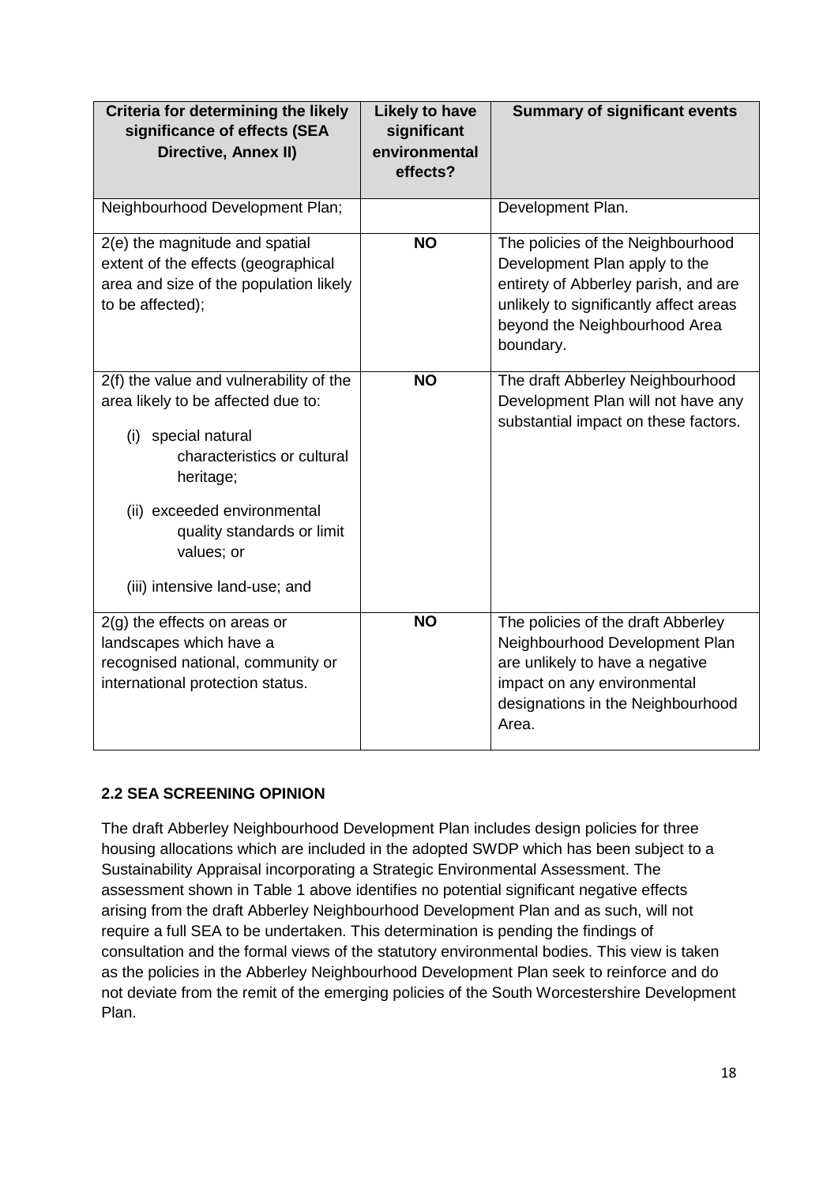| Criteria for determining the likely significance of effects (SEA Directive, Annex II) | Likely to have significant environmental effects? | Summary of significant events |
|---|---|---|
| Neighbourhood Development Plan; | | Development Plan. |
| 2(e) the magnitude and spatial extent of the effects (geographical area and size of the population likely to be affected); | **NO** | The policies of the Neighbourhood Development Plan apply to the entirety of Abberley parish, and are unlikely to significantly affect areas beyond the Neighbourhood Area boundary. |
| 2(f) the value and vulnerability of the area likely to be affected due to: (i) special natural characteristics or cultural heritage; (ii) exceeded environmental quality standards or limit values; or (iii) intensive land-use; and | **NO** | The draft Abberley Neighbourhood Development Plan will not have any substantial impact on these factors. |
| 2(g) the effects on areas or landscapes which have a recognised national, community or international protection status. | **NO** | The policies of the draft Abberley Neighbourhood Development Plan are unlikely to have a negative impact on any environmental designations in the Neighbourhood Area. |

**2.2 SEA SCREENING OPINION**

The draft Abberley Neighbourhood Development Plan includes design policies for three housing allocations which are included in the adopted SWDP which has been subject to a Sustainability Appraisal incorporating a Strategic Environmental Assessment. The assessment shown in Table 1 above identifies no potential significant negative effects arising from the draft Abberley Neighbourhood Development Plan and as such, will not require a full SEA to be undertaken. This determination is pending the findings of consultation and the formal views of the statutory environmental bodies. This view is taken as the policies in the Abberley Neighbourhood Development Plan seek to reinforce and do not deviate from the remit of the emerging policies of the South Worcestershire Development Plan.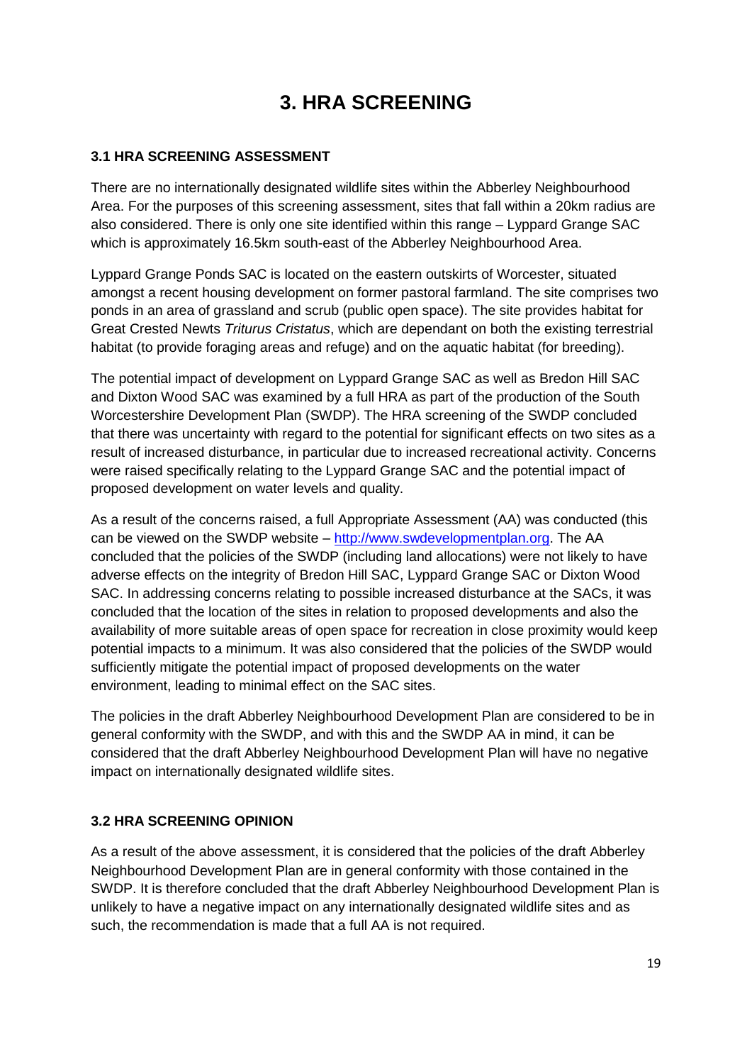# 3. HRA SCREENING

### 3.1 HRA SCREENING ASSESSMENT

There are no internationally designated wildlife sites within the Abberley Neighbourhood Area. For the purposes of this screening assessment, sites that fall within a 20km radius are also considered. There is only one site identified within this range – Lyppard Grange SAC which is approximately 16.5km south-east of the Abberley Neighbourhood Area.

Lyppard Grange Ponds SAC is located on the eastern outskirts of Worcester, situated amongst a recent housing development on former pastoral farmland. The site comprises two ponds in an area of grassland and scrub (public open space). The site provides habitat for Great Crested Newts *Triturus Cristatus*, which are dependant on both the existing terrestrial habitat (to provide foraging areas and refuge) and on the aquatic habitat (for breeding).

The potential impact of development on Lyppard Grange SAC as well as Bredon Hill SAC and Dixton Wood SAC was examined by a full HRA as part of the production of the South Worcestershire Development Plan (SWDP). The HRA screening of the SWDP concluded that there was uncertainty with regard to the potential for significant effects on two sites as a result of increased disturbance, in particular due to increased recreational activity. Concerns were raised specifically relating to the Lyppard Grange SAC and the potential impact of proposed development on water levels and quality.

As a result of the concerns raised, a full Appropriate Assessment (AA) was conducted (this can be viewed on the SWDP website – [http://www.swdevelopmentplan.org](http://www.swdevelopmentplan.org). The AA concluded that the policies of the SWDP (including land allocations) were not likely to have adverse effects on the integrity of Bredon Hill SAC, Lyppard Grange SAC or Dixton Wood SAC. In addressing concerns relating to possible increased disturbance at the SACs, it was concluded that the location of the sites in relation to proposed developments and also the availability of more suitable areas of open space for recreation in close proximity would keep potential impacts to a minimum. It was also considered that the policies of the SWDP would sufficiently mitigate the potential impact of proposed developments on the water environment, leading to minimal effect on the SAC sites.

The policies in the draft Abberley Neighbourhood Development Plan are considered to be in general conformity with the SWDP, and with this and the SWDP AA in mind, it can be considered that the draft Abberley Neighbourhood Development Plan will have no negative impact on internationally designated wildlife sites.

### 3.2 HRA SCREENING OPINION

As a result of the above assessment, it is considered that the policies of the draft Abberley Neighbourhood Development Plan are in general conformity with those contained in the SWDP. It is therefore concluded that the draft Abberley Neighbourhood Development Plan is unlikely to have a negative impact on any internationally designated wildlife sites and as such, the recommendation is made that a full AA is not required.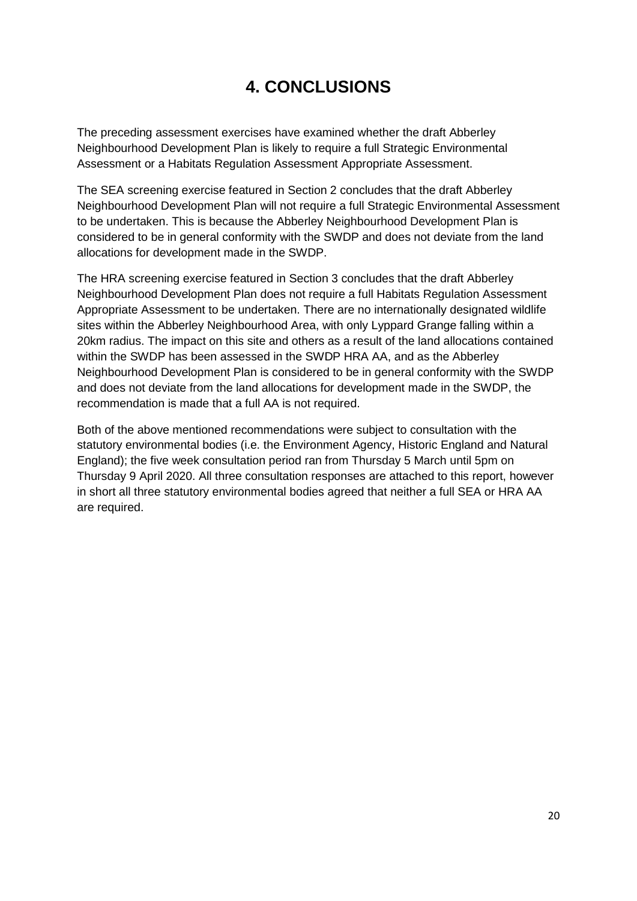# 4. CONCLUSIONS

The preceding assessment exercises have examined whether the draft Abberley Neighbourhood Development Plan is likely to require a full Strategic Environmental Assessment or a Habitats Regulation Assessment Appropriate Assessment.

The SEA screening exercise featured in Section 2 concludes that the draft Abberley Neighbourhood Development Plan will not require a full Strategic Environmental Assessment to be undertaken. This is because the Abberley Neighbourhood Development Plan is considered to be in general conformity with the SWDP and does not deviate from the land allocations for development made in the SWDP.

The HRA screening exercise featured in Section 3 concludes that the draft Abberley Neighbourhood Development Plan does not require a full Habitats Regulation Assessment Appropriate Assessment to be undertaken. There are no internationally designated wildlife sites within the Abberley Neighbourhood Area, with only Lyppard Grange falling within a 20km radius. The impact on this site and others as a result of the land allocations contained within the SWDP has been assessed in the SWDP HRA AA, and as the Abberley Neighbourhood Development Plan is considered to be in general conformity with the SWDP and does not deviate from the land allocations for development made in the SWDP, the recommendation is made that a full AA is not required.

Both of the above mentioned recommendations were subject to consultation with the statutory environmental bodies (i.e. the Environment Agency, Historic England and Natural England); the five week consultation period ran from Thursday 5 March until 5pm on Thursday 9 April 2020. All three consultation responses are attached to this report, however in short all three statutory environmental bodies agreed that neither a full SEA or HRA AA are required.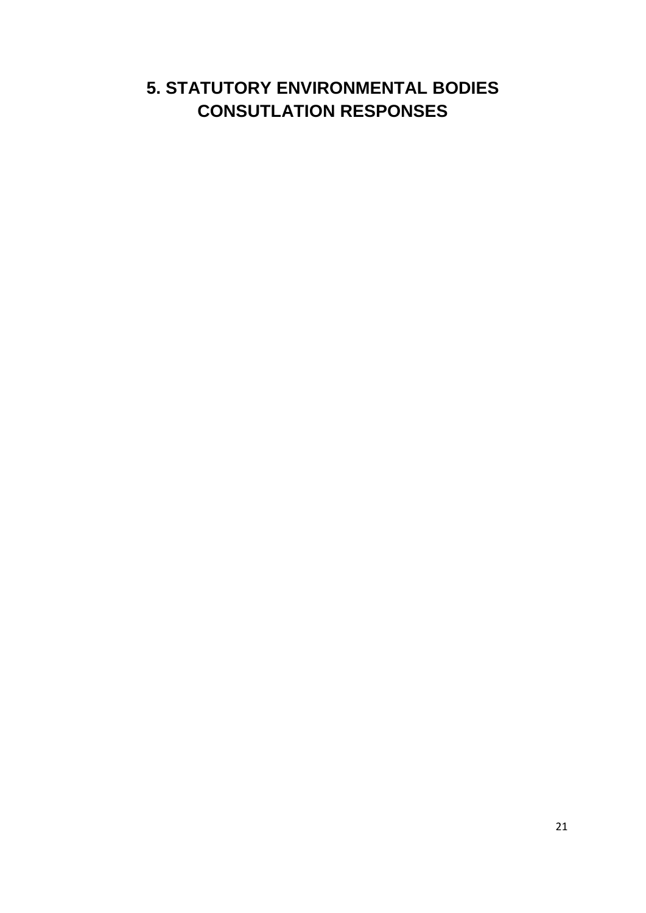# 5. STATUTORY ENVIRONMENTAL BODIES CONSUTLATION RESPONSES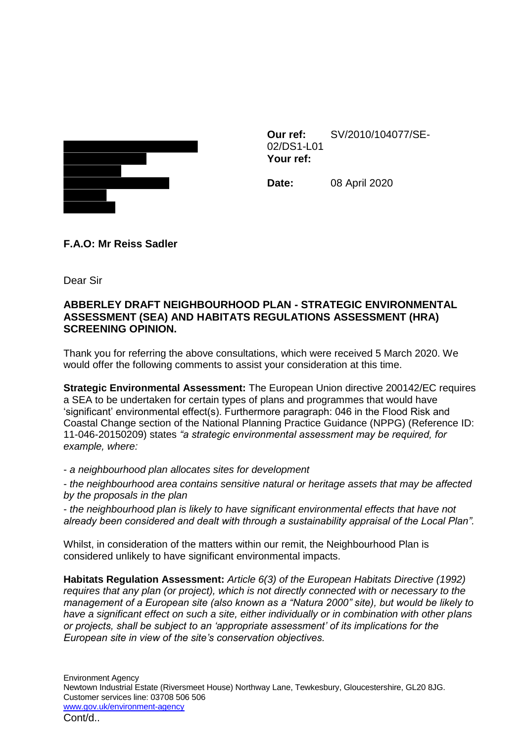**Our ref:** SV/2010/104077/SE-02/DS1-L01
**Your ref:**

**Date:** 08 April 2020

**F.A.O: Mr Reiss Sadler**

Dear Sir

**ABBERLEY DRAFT NEIGHBOURHOOD PLAN - STRATEGIC ENVIRONMENTAL ASSESSMENT (SEA) AND HABITATS REGULATIONS ASSESSMENT (HRA) SCREENING OPINION.**

Thank you for referring the above consultations, which were received 5 March 2020. We would offer the following comments to assist your consideration at this time.

**Strategic Environmental Assessment:** The European Union directive 200142/EC requires a SEA to be undertaken for certain types of plans and programmes that would have 'significant' environmental effect(s). Furthermore paragraph: 046 in the Flood Risk and Coastal Change section of the National Planning Practice Guidance (NPPG) (Reference ID: 11-046-20150209) states *"a strategic environmental assessment may be required, for example, where:*

*- a neighbourhood plan allocates sites for development*

*- the neighbourhood area contains sensitive natural or heritage assets that may be affected by the proposals in the plan*

*- the neighbourhood plan is likely to have significant environmental effects that have not already been considered and dealt with through a sustainability appraisal of the Local Plan".*

Whilst, in consideration of the matters within our remit, the Neighbourhood Plan is considered unlikely to have significant environmental impacts.

**Habitats Regulation Assessment:** *Article 6(3) of the European Habitats Directive (1992) requires that any plan (or project), which is not directly connected with or necessary to the management of a European site (also known as a "Natura 2000" site), but would be likely to have a significant effect on such a site, either individually or in combination with other plans or projects, shall be subject to an 'appropriate assessment' of its implications for the European site in view of the site's conservation objectives.*

Environment Agency
Newtown Industrial Estate (Riversmeet House) Northway Lane, Tewkesbury, Gloucestershire, GL20 8JG.
Customer services line: 03708 506 506
www.gov.uk/environment-agency

Cont/d..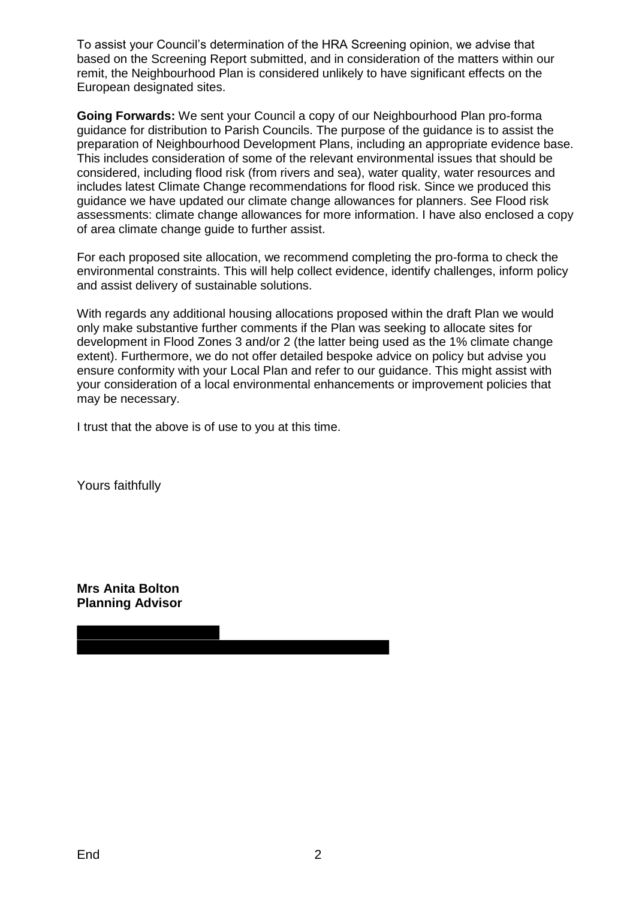To assist your Council's determination of the HRA Screening opinion, we advise that based on the Screening Report submitted, and in consideration of the matters within our remit, the Neighbourhood Plan is considered unlikely to have significant effects on the European designated sites.

**Going Forwards:** We sent your Council a copy of our Neighbourhood Plan pro-forma guidance for distribution to Parish Councils. The purpose of the guidance is to assist the preparation of Neighbourhood Development Plans, including an appropriate evidence base. This includes consideration of some of the relevant environmental issues that should be considered, including flood risk (from rivers and sea), water quality, water resources and includes latest Climate Change recommendations for flood risk. Since we produced this guidance we have updated our climate change allowances for planners. See Flood risk assessments: climate change allowances for more information. I have also enclosed a copy of area climate change guide to further assist.

For each proposed site allocation, we recommend completing the pro-forma to check the environmental constraints. This will help collect evidence, identify challenges, inform policy and assist delivery of sustainable solutions.

With regards any additional housing allocations proposed within the draft Plan we would only make substantive further comments if the Plan was seeking to allocate sites for development in Flood Zones 3 and/or 2 (the latter being used as the 1% climate change extent). Furthermore, we do not offer detailed bespoke advice on policy but advise you ensure conformity with your Local Plan and refer to our guidance. This might assist with your consideration of a local environmental enhancements or improvement policies that may be necessary.

I trust that the above is of use to you at this time.

Yours faithfully

**Mrs Anita Bolton**
**Planning Advisor**

End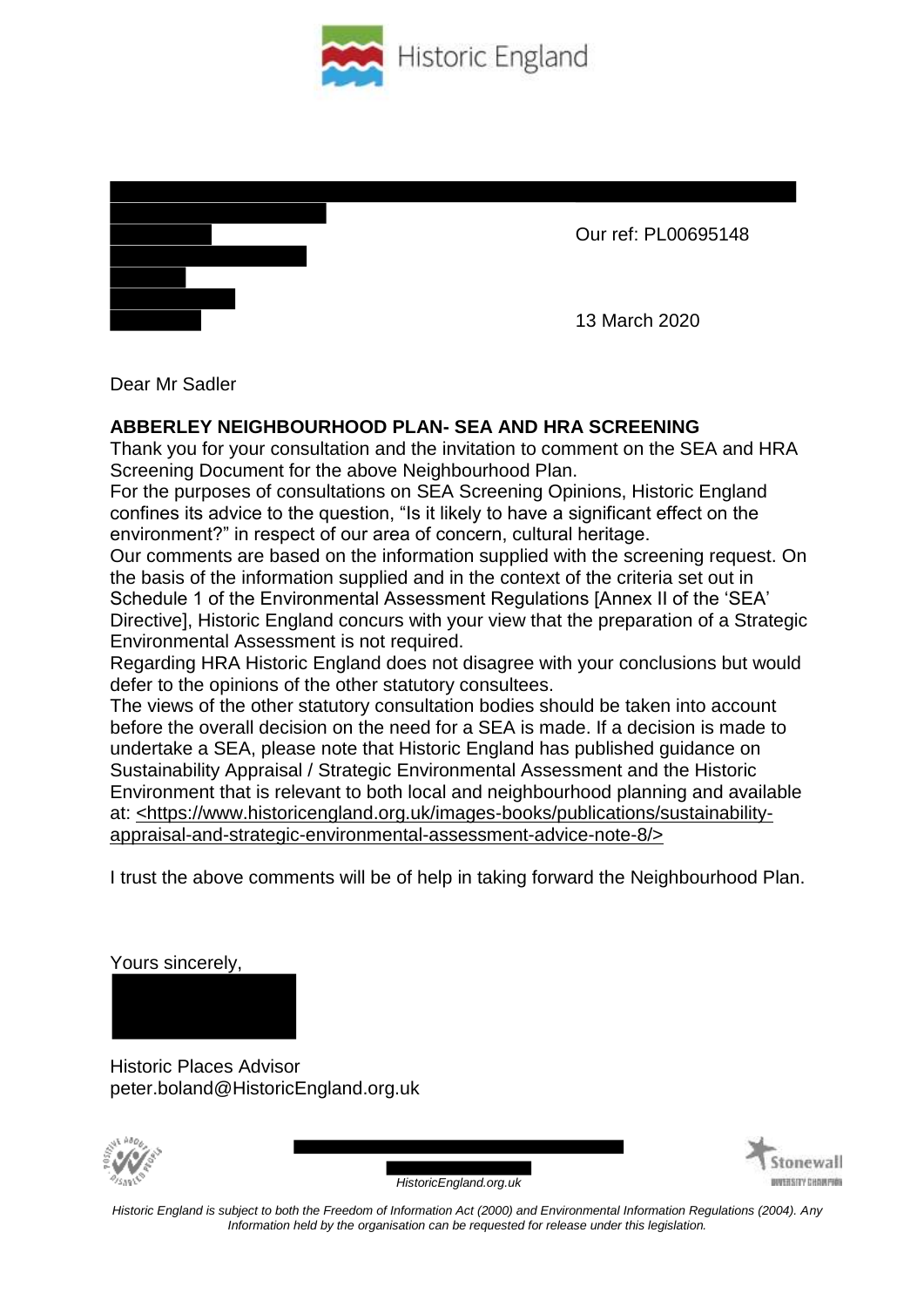Our ref: PL00695148

13 March 2020

Dear Mr Sadler

**ABBERLEY NEIGHBOURHOOD PLAN- SEA AND HRA SCREENING**

Thank you for your consultation and the invitation to comment on the SEA and HRA Screening Document for the above Neighbourhood Plan.

For the purposes of consultations on SEA Screening Opinions, Historic England confines its advice to the question, "Is it likely to have a significant effect on the environment?" in respect of our area of concern, cultural heritage.

Our comments are based on the information supplied with the screening request. On the basis of the information supplied and in the context of the criteria set out in Schedule 1 of the Environmental Assessment Regulations [Annex II of the 'SEA' Directive], Historic England concurs with your view that the preparation of a Strategic Environmental Assessment is not required.

Regarding HRA Historic England does not disagree with your conclusions but would defer to the opinions of the other statutory consultees.

The views of the other statutory consultation bodies should be taken into account before the overall decision on the need for a SEA is made. If a decision is made to undertake a SEA, please note that Historic England has published guidance on Sustainability Appraisal / Strategic Environmental Assessment and the Historic Environment that is relevant to both local and neighbourhood planning and available at: <https://www.historicengland.org.uk/images-books/publications/sustainability-appraisal-and-strategic-environmental-assessment-advice-note-8/>

I trust the above comments will be of help in taking forward the Neighbourhood Plan.

Yours sincerely,

Historic Places Advisor
peter.boland@HistoricEngland.org.uk

*HistoricEngland.org.uk*

*Historic England is subject to both the Freedom of Information Act (2000) and Environmental Information Regulations (2004). Any Information held by the organisation can be requested for release under this legislation.*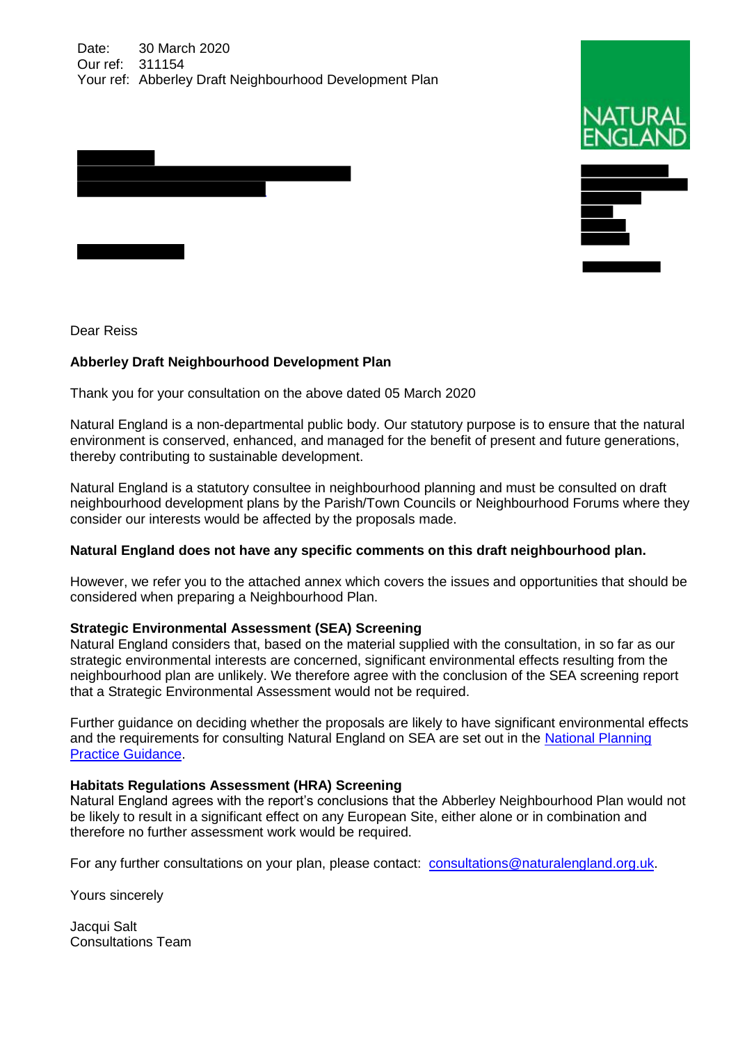Date: 30 March 2020
Our ref: 311154
Your ref: Abberley Draft Neighbourhood Development Plan

NATURAL ENGLAND

Dear Reiss

**Abberley Draft Neighbourhood Development Plan**

Thank you for your consultation on the above dated 05 March 2020

Natural England is a non-departmental public body. Our statutory purpose is to ensure that the natural environment is conserved, enhanced, and managed for the benefit of present and future generations, thereby contributing to sustainable development.

Natural England is a statutory consultee in neighbourhood planning and must be consulted on draft neighbourhood development plans by the Parish/Town Councils or Neighbourhood Forums where they consider our interests would be affected by the proposals made.

**Natural England does not have any specific comments on this draft neighbourhood plan.**

However, we refer you to the attached annex which covers the issues and opportunities that should be considered when preparing a Neighbourhood Plan.

**Strategic Environmental Assessment (SEA) Screening**
Natural England considers that, based on the material supplied with the consultation, in so far as our strategic environmental interests are concerned, significant environmental effects resulting from the neighbourhood plan are unlikely. We therefore agree with the conclusion of the SEA screening report that a Strategic Environmental Assessment would not be required.

Further guidance on deciding whether the proposals are likely to have significant environmental effects and the requirements for consulting Natural England on SEA are set out in the National Planning Practice Guidance.

**Habitats Regulations Assessment (HRA) Screening**
Natural England agrees with the report's conclusions that the Abberley Neighbourhood Plan would not be likely to result in a significant effect on any European Site, either alone or in combination and therefore no further assessment work would be required.

For any further consultations on your plan, please contact: consultations@naturalengland.org.uk.

Yours sincerely

Jacqui Salt
Consultations Team